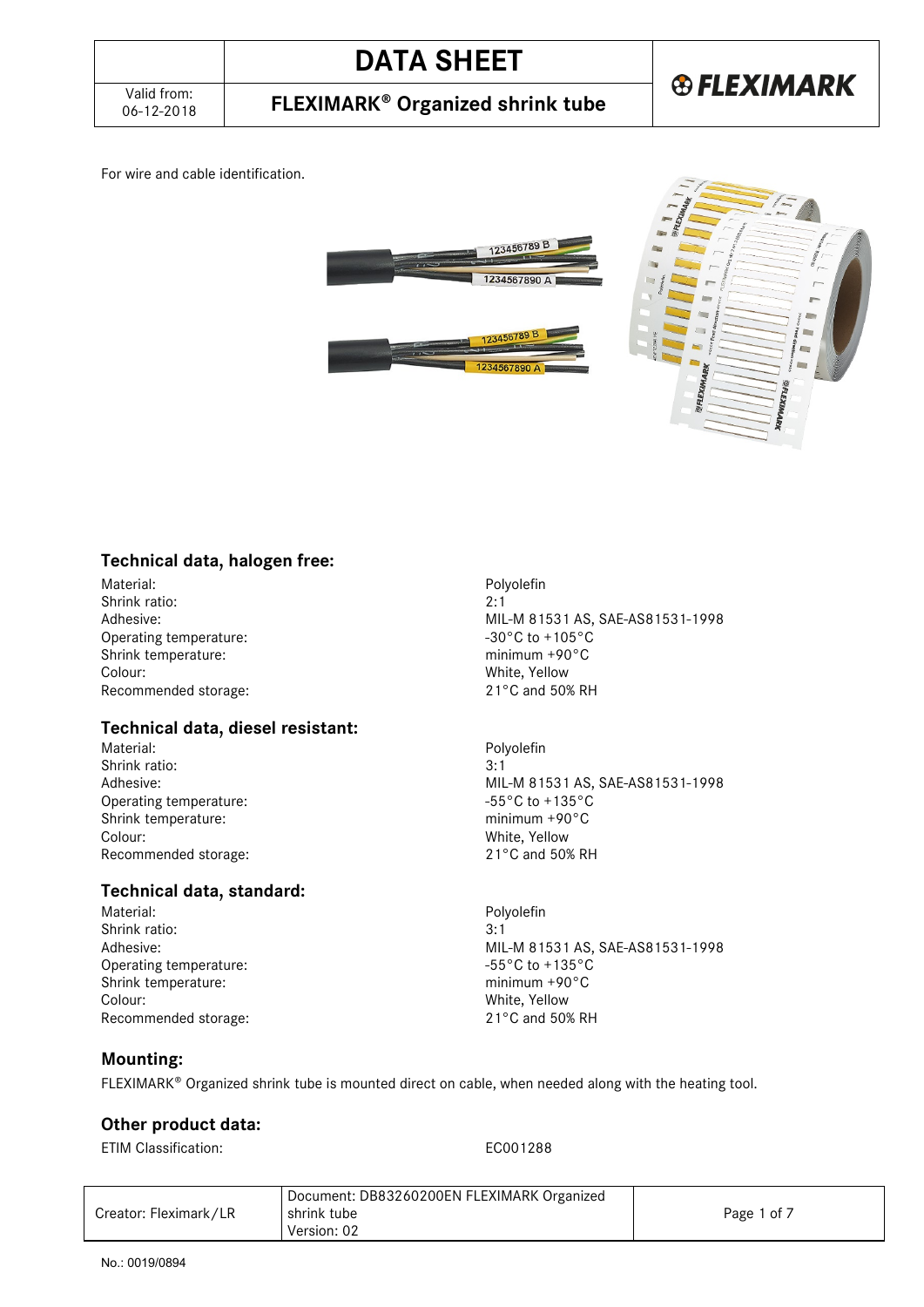# DATA SHEET

Valid from: 06-12-2018

## FLEXIMARK® Organized shrink tube

For wire and cable identification.

### Technical data, halogen free:

| | |
|---|---|
| Material: | Polyolefin |
| Shrink ratio: | 2:1 |
| Adhesive: | MIL-M 81531 AS, SAE-AS81531-1998 |
| Operating temperature: | -30°C to +105°C |
| Shrink temperature: | minimum +90°C |
| Colour: | White, Yellow |
| Recommended storage: | 21°C and 50% RH |

### Technical data, diesel resistant:

| | |
|---|---|
| Material: | Polyolefin |
| Shrink ratio: | 3:1 |
| Adhesive: | MIL-M 81531 AS, SAE-AS81531-1998 |
| Operating temperature: | -55°C to +135°C |
| Shrink temperature: | minimum +90°C |
| Colour: | White, Yellow |
| Recommended storage: | 21°C and 50% RH |

### Technical data, standard:

| | |
|---|---|
| Material: | Polyolefin |
| Shrink ratio: | 3:1 |
| Adhesive: | MIL-M 81531 AS, SAE-AS81531-1998 |
| Operating temperature: | -55°C to +135°C |
| Shrink temperature: | minimum +90°C |
| Colour: | White, Yellow |
| Recommended storage: | 21°C and 50% RH |

### Mounting:

FLEXIMARK® Organized shrink tube is mounted direct on cable, when needed along with the heating tool.

### Other product data:

| | |
|---|---|
| ETIM Classification: | EC001288 |

No.: 0019/0894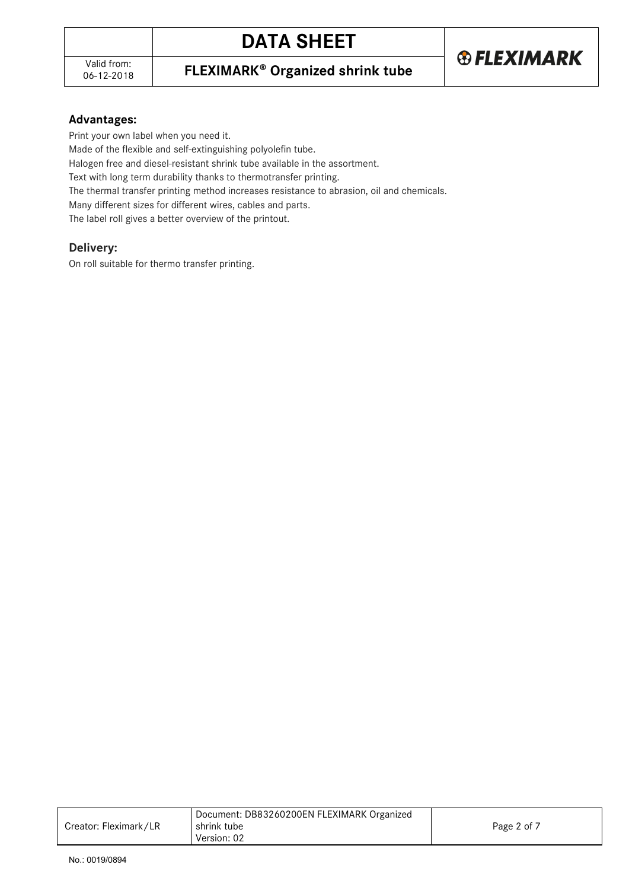### Advantages:

Print your own label when you need it.
Made of the flexible and self-extinguishing polyolefin tube.
Halogen free and diesel-resistant shrink tube available in the assortment.
Text with long term durability thanks to thermotransfer printing.
The thermal transfer printing method increases resistance to abrasion, oil and chemicals.
Many different sizes for different wires, cables and parts.
The label roll gives a better overview of the printout.

### Delivery:

On roll suitable for thermo transfer printing.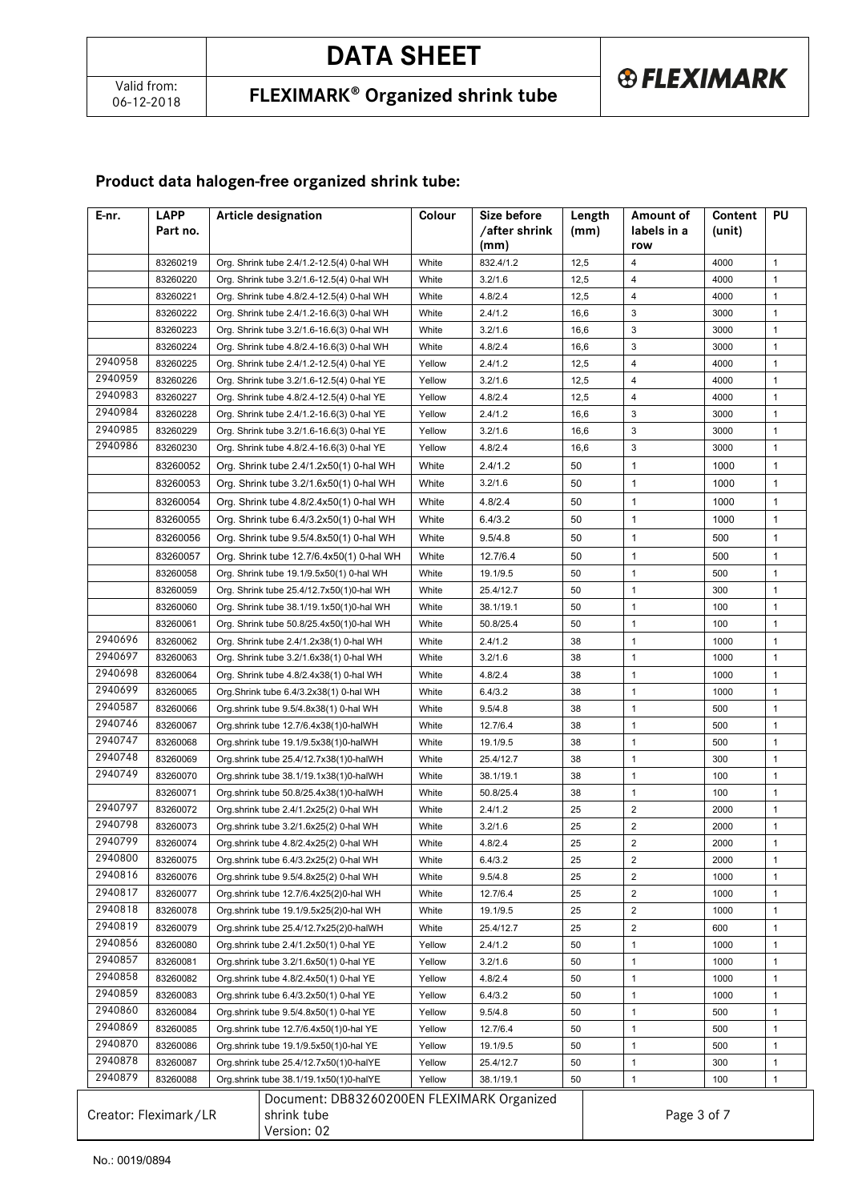## Product data halogen-free organized shrink tube:

| E-nr. | LAPP Part no. | Article designation | Colour | Size before /after shrink (mm) | Length (mm) | Amount of labels in a row | Content (unit) | PU |
|---|---|---|---|---|---|---|---|---|
| | 83260219 | Org. Shrink tube 2.4/1.2-12.5(4) 0-hal WH | White | 832.4/1.2 | 12,5 | 4 | 4000 | 1 |
| | 83260220 | Org. Shrink tube 3.2/1.6-12.5(4) 0-hal WH | White | 3.2/1.6 | 12,5 | 4 | 4000 | 1 |
| | 83260221 | Org. Shrink tube 4.8/2.4-12.5(4) 0-hal WH | White | 4.8/2.4 | 12,5 | 4 | 4000 | 1 |
| | 83260222 | Org. Shrink tube 2.4/1.2-16.6(3) 0-hal WH | White | 2.4/1.2 | 16,6 | 3 | 3000 | 1 |
| | 83260223 | Org. Shrink tube 3.2/1.6-16.6(3) 0-hal WH | White | 3.2/1.6 | 16,6 | 3 | 3000 | 1 |
| | 83260224 | Org. Shrink tube 4.8/2.4-16.6(3) 0-hal WH | White | 4.8/2.4 | 16,6 | 3 | 3000 | 1 |
| 2940958 | 83260225 | Org. Shrink tube 2.4/1.2-12.5(4) 0-hal YE | Yellow | 2.4/1.2 | 12,5 | 4 | 4000 | 1 |
| 2940959 | 83260226 | Org. Shrink tube 3.2/1.6-12.5(4) 0-hal YE | Yellow | 3.2/1.6 | 12,5 | 4 | 4000 | 1 |
| 2940983 | 83260227 | Org. Shrink tube 4.8/2.4-12.5(4) 0-hal YE | Yellow | 4.8/2.4 | 12,5 | 4 | 4000 | 1 |
| 2940984 | 83260228 | Org. Shrink tube 2.4/1.2-16.6(3) 0-hal YE | Yellow | 2.4/1.2 | 16,6 | 3 | 3000 | 1 |
| 2940985 | 83260229 | Org. Shrink tube 3.2/1.6-16.6(3) 0-hal YE | Yellow | 3.2/1.6 | 16,6 | 3 | 3000 | 1 |
| 2940986 | 83260230 | Org. Shrink tube 4.8/2.4-16.6(3) 0-hal YE | Yellow | 4.8/2.4 | 16,6 | 3 | 3000 | 1 |
| | 83260052 | Org. Shrink tube 2.4/1.2x50(1) 0-hal WH | White | 2.4/1.2 | 50 | 1 | 1000 | 1 |
| | 83260053 | Org. Shrink tube 3.2/1.6x50(1) 0-hal WH | White | 3.2/1.6 | 50 | 1 | 1000 | 1 |
| | 83260054 | Org. Shrink tube 4.8/2.4x50(1) 0-hal WH | White | 4.8/2.4 | 50 | 1 | 1000 | 1 |
| | 83260055 | Org. Shrink tube 6.4/3.2x50(1) 0-hal WH | White | 6.4/3.2 | 50 | 1 | 1000 | 1 |
| | 83260056 | Org. Shrink tube 9.5/4.8x50(1) 0-hal WH | White | 9.5/4.8 | 50 | 1 | 500 | 1 |
| | 83260057 | Org. Shrink tube 12.7/6.4x50(1) 0-hal WH | White | 12.7/6.4 | 50 | 1 | 500 | 1 |
| | 83260058 | Org. Shrink tube 19.1/9.5x50(1) 0-hal WH | White | 19.1/9.5 | 50 | 1 | 500 | 1 |
| | 83260059 | Org. Shrink tube 25.4/12.7x50(1)0-hal WH | White | 25.4/12.7 | 50 | 1 | 300 | 1 |
| | 83260060 | Org. Shrink tube 38.1/19.1x50(1)0-hal WH | White | 38.1/19.1 | 50 | 1 | 100 | 1 |
| | 83260061 | Org. Shrink tube 50.8/25.4x50(1)0-hal WH | White | 50.8/25.4 | 50 | 1 | 100 | 1 |
| 2940696 | 83260062 | Org. Shrink tube 2.4/1.2x38(1) 0-hal WH | White | 2.4/1.2 | 38 | 1 | 1000 | 1 |
| 2940697 | 83260063 | Org. Shrink tube 3.2/1.6x38(1) 0-hal WH | White | 3.2/1.6 | 38 | 1 | 1000 | 1 |
| 2940698 | 83260064 | Org. Shrink tube 4.8/2.4x38(1) 0-hal WH | White | 4.8/2.4 | 38 | 1 | 1000 | 1 |
| 2940699 | 83260065 | Org.Shrink tube 6.4/3.2x38(1) 0-hal WH | White | 6.4/3.2 | 38 | 1 | 1000 | 1 |
| 2940587 | 83260066 | Org.shrink tube 9.5/4.8x38(1) 0-hal WH | White | 9.5/4.8 | 38 | 1 | 500 | 1 |
| 2940746 | 83260067 | Org.shrink tube 12.7/6.4x38(1)0-hal WH | White | 12.7/6.4 | 38 | 1 | 500 | 1 |
| 2940747 | 83260068 | Org.shrink tube 19.1/9.5x38(1)0-halWH | White | 19.1/9.5 | 38 | 1 | 500 | 1 |
| 2940748 | 83260069 | Org.shrink tube 25.4/12.7x38(1)0-halWH | White | 25.4/12.7 | 38 | 1 | 300 | 1 |
| 2940749 | 83260070 | Org.shrink tube 38.1/19.1x38(1)0-halWH | White | 38.1/19.1 | 38 | 1 | 100 | 1 |
| | 83260071 | Org.shrink tube 50.8/25.4x38(1)0-halWH | White | 50.8/25.4 | 38 | 1 | 100 | 1 |
| 2940797 | 83260072 | Org.shrink tube 2.4/1.2x25(2) 0-hal WH | White | 2.4/1.2 | 25 | 2 | 2000 | 1 |
| 2940798 | 83260073 | Org.shrink tube 3.2/1.6x25(2) 0-hal WH | White | 3.2/1.6 | 25 | 2 | 2000 | 1 |
| 2940799 | 83260074 | Org.shrink tube 4.8/2.4x25(2) 0-hal WH | White | 4.8/2.4 | 25 | 2 | 2000 | 1 |
| 2940800 | 83260075 | Org.shrink tube 6.4/3.2x25(2) 0-hal WH | White | 6.4/3.2 | 25 | 2 | 2000 | 1 |
| 2940816 | 83260076 | Org.shrink tube 9.5/4.8x25(2) 0-hal WH | White | 9.5/4.8 | 25 | 2 | 1000 | 1 |
| 2940817 | 83260077 | Org.shrink tube 12.7/6.4x25(2)0-hal WH | White | 12.7/6.4 | 25 | 2 | 1000 | 1 |
| 2940818 | 83260078 | Org.shrink tube 19.1/9.5x25(2)0-hal WH | White | 19.1/9.5 | 25 | 2 | 1000 | 1 |
| 2940819 | 83260079 | Org.shrink tube 25.4/12.7x25(2)0-halWH | White | 25.4/12.7 | 25 | 2 | 600 | 1 |
| 2940856 | 83260080 | Org.shrink tube 2.4/1.2x50(1) 0-hal YE | Yellow | 2.4/1.2 | 50 | 1 | 1000 | 1 |
| 2940857 | 83260081 | Org.shrink tube 3.2/1.6x50(1) 0-hal YE | Yellow | 3.2/1.6 | 50 | 1 | 1000 | 1 |
| 2940858 | 83260082 | Org.shrink tube 4.8/2.4x50(1) 0-hal YE | Yellow | 4.8/2.4 | 50 | 1 | 1000 | 1 |
| 2940859 | 83260083 | Org.shrink tube 6.4/3.2x50(1) 0-hal YE | Yellow | 6.4/3.2 | 50 | 1 | 1000 | 1 |
| 2940860 | 83260084 | Org.shrink tube 9.5/4.8x50(1) 0-hal YE | Yellow | 9.5/4.8 | 50 | 1 | 500 | 1 |
| 2940869 | 83260085 | Org.shrink tube 12.7/6.4x50(1)0-hal YE | Yellow | 12.7/6.4 | 50 | 1 | 500 | 1 |
| 2940870 | 83260086 | Org.shrink tube 19.1/9.5x50(1)0-hal YE | Yellow | 19.1/9.5 | 50 | 1 | 500 | 1 |
| 2940878 | 83260087 | Org.shrink tube 25.4/12.7x50(1)0-halYE | Yellow | 25.4/12.7 | 50 | 1 | 300 | 1 |
| 2940879 | 83260088 | Org.shrink tube 38.1/19.1x50(1)0-halYE | Yellow | 38.1/19.1 | 50 | 1 | 100 | 1 |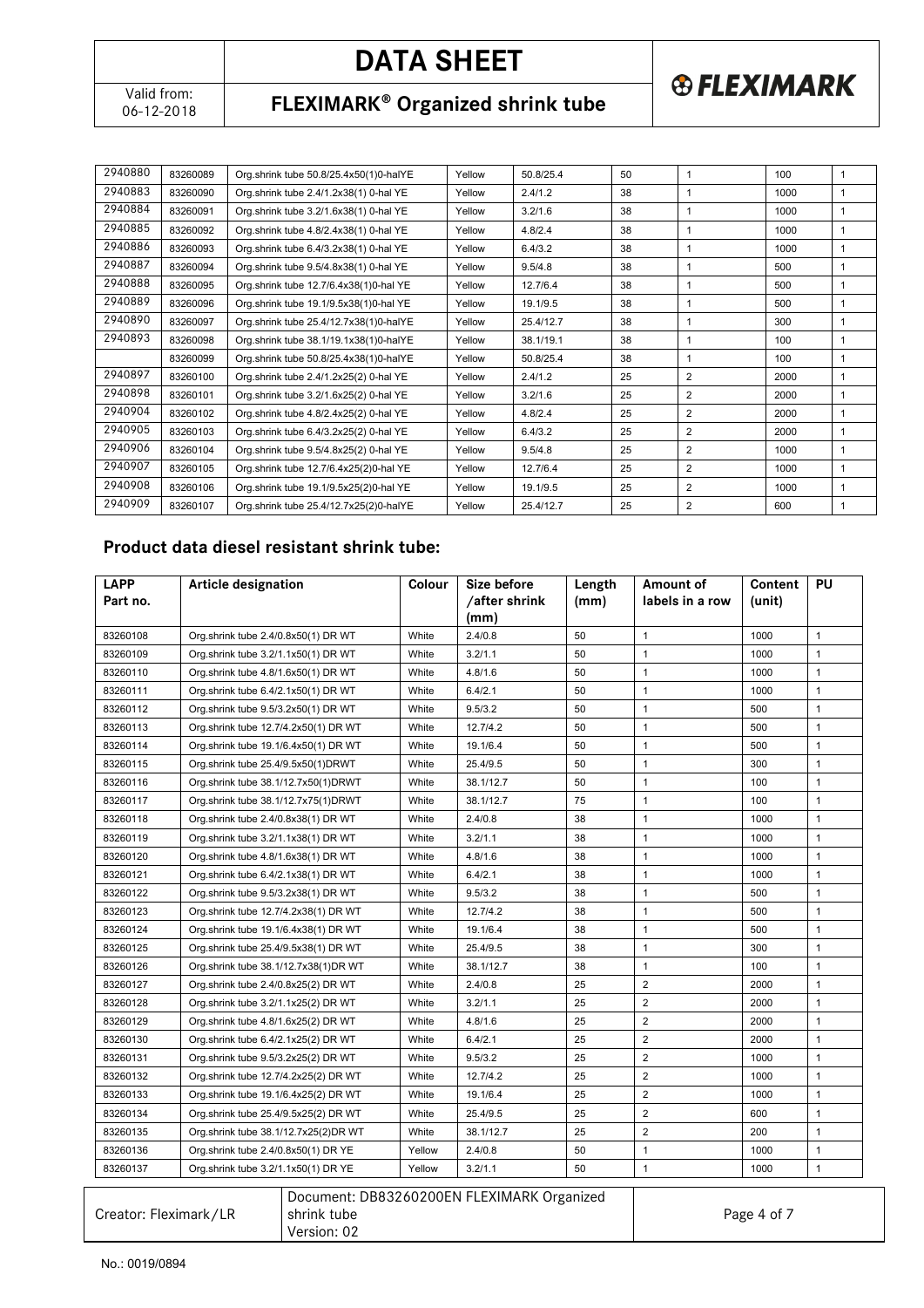| | | | | | | | | |
|---|---|---|---|---|---|---|---|---|
| 2940880 | 83260089 | Org.shrink tube 50.8/25.4x50(1)0-halYE | Yellow | 50.8/25.4 | 50 | 1 | 100 | 1 |
| 2940883 | 83260090 | Org.shrink tube 2.4/1.2x38(1) 0-hal YE | Yellow | 2.4/1.2 | 38 | 1 | 1000 | 1 |
| 2940884 | 83260091 | Org.shrink tube 3.2/1.6x38(1) 0-hal YE | Yellow | 3.2/1.6 | 38 | 1 | 1000 | 1 |
| 2940885 | 83260092 | Org.shrink tube 4.8/2.4x38(1) 0-hal YE | Yellow | 4.8/2.4 | 38 | 1 | 1000 | 1 |
| 2940886 | 83260093 | Org.shrink tube 6.4/3.2x38(1) 0-hal YE | Yellow | 6.4/3.2 | 38 | 1 | 1000 | 1 |
| 2940887 | 83260094 | Org.shrink tube 9.5/4.8x38(1) 0-hal YE | Yellow | 9.5/4.8 | 38 | 1 | 500 | 1 |
| 2940888 | 83260095 | Org.shrink tube 12.7/6.4x38(1)0-hal YE | Yellow | 12.7/6.4 | 38 | 1 | 500 | 1 |
| 2940889 | 83260096 | Org.shrink tube 19.1/9.5x38(1)0-hal YE | Yellow | 19.1/9.5 | 38 | 1 | 500 | 1 |
| 2940890 | 83260097 | Org.shrink tube 25.4/12.7x38(1)0-halYE | Yellow | 25.4/12.7 | 38 | 1 | 300 | 1 |
| 2940893 | 83260098 | Org.shrink tube 38.1/19.1x38(1)0-halYE | Yellow | 38.1/19.1 | 38 | 1 | 100 | 1 |
| | 83260099 | Org.shrink tube 50.8/25.4x38(1)0-halYE | Yellow | 50.8/25.4 | 38 | 1 | 100 | 1 |
| 2940897 | 83260100 | Org.shrink tube 2.4/1.2x25(2) 0-hal YE | Yellow | 2.4/1.2 | 25 | 2 | 2000 | 1 |
| 2940898 | 83260101 | Org.shrink tube 3.2/1.6x25(2) 0-hal YE | Yellow | 3.2/1.6 | 25 | 2 | 2000 | 1 |
| 2940904 | 83260102 | Org.shrink tube 4.8/2.4x25(2) 0-hal YE | Yellow | 4.8/2.4 | 25 | 2 | 2000 | 1 |
| 2940905 | 83260103 | Org.shrink tube 6.4/3.2x25(2) 0-hal YE | Yellow | 6.4/3.2 | 25 | 2 | 2000 | 1 |
| 2940906 | 83260104 | Org.shrink tube 9.5/4.8x25(2) 0-hal YE | Yellow | 9.5/4.8 | 25 | 2 | 1000 | 1 |
| 2940907 | 83260105 | Org.shrink tube 12.7/6.4x25(2)0-hal YE | Yellow | 12.7/6.4 | 25 | 2 | 1000 | 1 |
| 2940908 | 83260106 | Org.shrink tube 19.1/9.5x25(2)0-hal YE | Yellow | 19.1/9.5 | 25 | 2 | 1000 | 1 |
| 2940909 | 83260107 | Org.shrink tube 25.4/12.7x25(2)0-halYE | Yellow | 25.4/12.7 | 25 | 2 | 600 | 1 |

## Product data diesel resistant shrink tube:

| LAPP Part no. | Article designation | Colour | Size before /after shrink (mm) | Length (mm) | Amount of labels in a row | Content (unit) | PU |
|---|---|---|---|---|---|---|---|
| 83260108 | Org.shrink tube 2.4/0.8x50(1) DR WT | White | 2.4/0.8 | 50 | 1 | 1000 | 1 |
| 83260109 | Org.shrink tube 3.2/1.1x50(1) DR WT | White | 3.2/1.1 | 50 | 1 | 1000 | 1 |
| 83260110 | Org.shrink tube 4.8/1.6x50(1) DR WT | White | 4.8/1.6 | 50 | 1 | 1000 | 1 |
| 83260111 | Org.shrink tube 6.4/2.1x50(1) DR WT | White | 6.4/2.1 | 50 | 1 | 1000 | 1 |
| 83260112 | Org.shrink tube 9.5/3.2x50(1) DR WT | White | 9.5/3.2 | 50 | 1 | 500 | 1 |
| 83260113 | Org.shrink tube 12.7/4.2x50(1) DR WT | White | 12.7/4.2 | 50 | 1 | 500 | 1 |
| 83260114 | Org.shrink tube 19.1/6.4x50(1) DR WT | White | 19.1/6.4 | 50 | 1 | 500 | 1 |
| 83260115 | Org.shrink tube 25.4/9.5x50(1)DRWT | White | 25.4/9.5 | 50 | 1 | 300 | 1 |
| 83260116 | Org.shrink tube 38.1/12.7x50(1)DRWT | White | 38.1/12.7 | 50 | 1 | 100 | 1 |
| 83260117 | Org.shrink tube 38.1/12.7x75(1)DRWT | White | 38.1/12.7 | 75 | 1 | 100 | 1 |
| 83260118 | Org.shrink tube 2.4/0.8x38(1) DR WT | White | 2.4/0.8 | 38 | 1 | 1000 | 1 |
| 83260119 | Org.shrink tube 3.2/1.1x38(1) DR WT | White | 3.2/1.1 | 38 | 1 | 1000 | 1 |
| 83260120 | Org.shrink tube 4.8/1.6x38(1) DR WT | White | 4.8/1.6 | 38 | 1 | 1000 | 1 |
| 83260121 | Org.shrink tube 6.4/2.1x38(1) DR WT | White | 6.4/2.1 | 38 | 1 | 1000 | 1 |
| 83260122 | Org.shrink tube 9.5/3.2x38(1) DR WT | White | 9.5/3.2 | 38 | 1 | 500 | 1 |
| 83260123 | Org.shrink tube 12.7/4.2x38(1) DR WT | White | 12.7/4.2 | 38 | 1 | 500 | 1 |
| 83260124 | Org.shrink tube 19.1/6.4x38(1) DR WT | White | 19.1/6.4 | 38 | 1 | 500 | 1 |
| 83260125 | Org.shrink tube 25.4/9.5x38(1) DR WT | White | 25.4/9.5 | 38 | 1 | 300 | 1 |
| 83260126 | Org.shrink tube 38.1/12.7x38(1)DR WT | White | 38.1/12.7 | 38 | 1 | 100 | 1 |
| 83260127 | Org.shrink tube 2.4/0.8x25(2) DR WT | White | 2.4/0.8 | 25 | 2 | 2000 | 1 |
| 83260128 | Org.shrink tube 3.2/1.1x25(2) DR WT | White | 3.2/1.1 | 25 | 2 | 2000 | 1 |
| 83260129 | Org.shrink tube 4.8/1.6x25(2) DR WT | White | 4.8/1.6 | 25 | 2 | 2000 | 1 |
| 83260130 | Org.shrink tube 6.4/2.1x25(2) DR WT | White | 6.4/2.1 | 25 | 2 | 2000 | 1 |
| 83260131 | Org.shrink tube 9.5/3.2x25(2) DR WT | White | 9.5/3.2 | 25 | 2 | 1000 | 1 |
| 83260132 | Org.shrink tube 12.7/4.2x25(2) DR WT | White | 12.7/4.2 | 25 | 2 | 1000 | 1 |
| 83260133 | Org.shrink tube 19.1/6.4x25(2) DR WT | White | 19.1/6.4 | 25 | 2 | 1000 | 1 |
| 83260134 | Org.shrink tube 25.4/9.5x25(2) DR WT | White | 25.4/9.5 | 25 | 2 | 600 | 1 |
| 83260135 | Org.shrink tube 38.1/12.7x25(2)DR WT | White | 38.1/12.7 | 25 | 2 | 200 | 1 |
| 83260136 | Org.shrink tube 2.4/0.8x50(1) DR YE | Yellow | 2.4/0.8 | 50 | 1 | 1000 | 1 |
| 83260137 | Org.shrink tube 3.2/1.1x50(1) DR YE | Yellow | 3.2/1.1 | 50 | 1 | 1000 | 1 |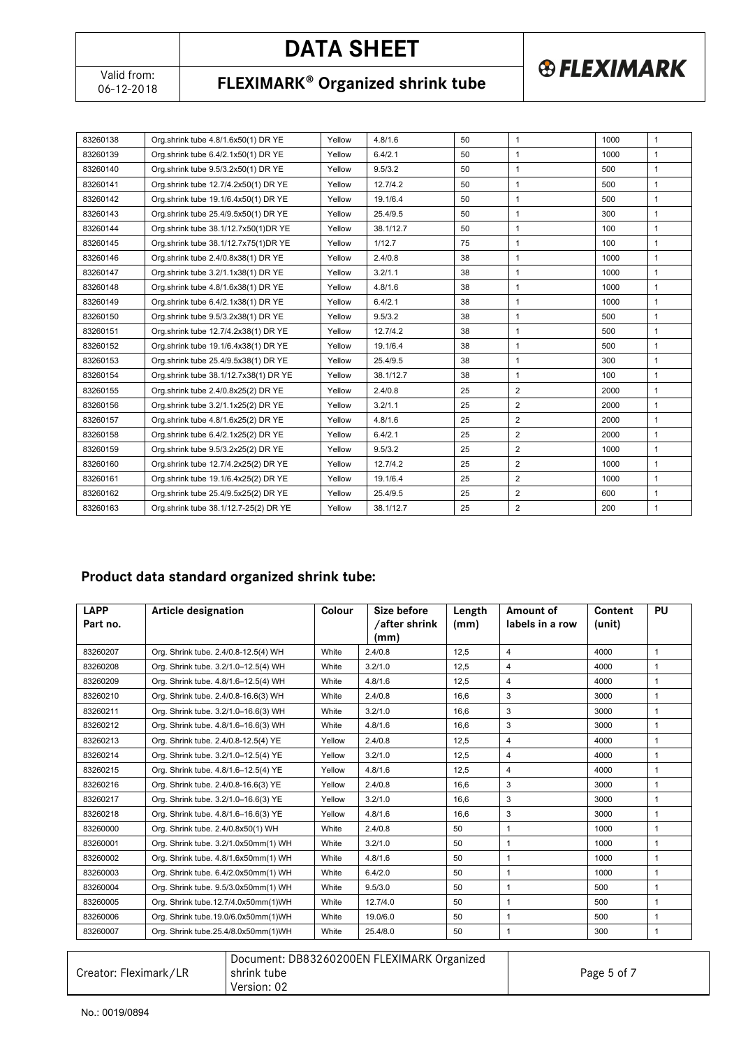| 83260138 | Org.shrink tube 4.8/1.6x50(1) DR YE | Yellow | 4.8/1.6 | 50 | 1 | 1000 | 1 |
|---|---|---|---|---|---|---|---|
| 83260139 | Org.shrink tube 6.4/2.1x50(1) DR YE | Yellow | 6.4/2.1 | 50 | 1 | 1000 | 1 |
| 83260140 | Org.shrink tube 9.5/3.2x50(1) DR YE | Yellow | 9.5/3.2 | 50 | 1 | 500 | 1 |
| 83260141 | Org.shrink tube 12.7/4.2x50(1) DR YE | Yellow | 12.7/4.2 | 50 | 1 | 500 | 1 |
| 83260142 | Org.shrink tube 19.1/6.4x50(1) DR YE | Yellow | 19.1/6.4 | 50 | 1 | 500 | 1 |
| 83260143 | Org.shrink tube 25.4/9.5x50(1) DR YE | Yellow | 25.4/9.5 | 50 | 1 | 300 | 1 |
| 83260144 | Org.shrink tube 38.1/12.7x50(1)DR YE | Yellow | 38.1/12.7 | 50 | 1 | 100 | 1 |
| 83260145 | Org.shrink tube 38.1/12.7x75(1)DR YE | Yellow | 1/12.7 | 75 | 1 | 100 | 1 |
| 83260146 | Org.shrink tube 2.4/0.8x38(1) DR YE | Yellow | 2.4/0.8 | 38 | 1 | 1000 | 1 |
| 83260147 | Org.shrink tube 3.2/1.1x38(1) DR YE | Yellow | 3.2/1.1 | 38 | 1 | 1000 | 1 |
| 83260148 | Org.shrink tube 4.8/1.6x38(1) DR YE | Yellow | 4.8/1.6 | 38 | 1 | 1000 | 1 |
| 83260149 | Org.shrink tube 6.4/2.1x38(1) DR YE | Yellow | 6.4/2.1 | 38 | 1 | 1000 | 1 |
| 83260150 | Org.shrink tube 9.5/3.2x38(1) DR YE | Yellow | 9.5/3.2 | 38 | 1 | 500 | 1 |
| 83260151 | Org.shrink tube 12.7/4.2x38(1) DR YE | Yellow | 12.7/4.2 | 38 | 1 | 500 | 1 |
| 83260152 | Org.shrink tube 19.1/6.4x38(1) DR YE | Yellow | 19.1/6.4 | 38 | 1 | 500 | 1 |
| 83260153 | Org.shrink tube 25.4/9.5x38(1) DR YE | Yellow | 25.4/9.5 | 38 | 1 | 300 | 1 |
| 83260154 | Org.shrink tube 38.1/12.7x38(1) DR YE | Yellow | 38.1/12.7 | 38 | 1 | 100 | 1 |
| 83260155 | Org.shrink tube 2.4/0.8x25(2) DR YE | Yellow | 2.4/0.8 | 25 | 2 | 2000 | 1 |
| 83260156 | Org.shrink tube 3.2/1.1x25(2) DR YE | Yellow | 3.2/1.1 | 25 | 2 | 2000 | 1 |
| 83260157 | Org.shrink tube 4.8/1.6x25(2) DR YE | Yellow | 4.8/1.6 | 25 | 2 | 2000 | 1 |
| 83260158 | Org.shrink tube 6.4/2.1x25(2) DR YE | Yellow | 6.4/2.1 | 25 | 2 | 2000 | 1 |
| 83260159 | Org.shrink tube 9.5/3.2x25(2) DR YE | Yellow | 9.5/3.2 | 25 | 2 | 1000 | 1 |
| 83260160 | Org.shrink tube 12.7/4.2x25(2) DR YE | Yellow | 12.7/4.2 | 25 | 2 | 1000 | 1 |
| 83260161 | Org.shrink tube 19.1/6.4x25(2) DR YE | Yellow | 19.1/6.4 | 25 | 2 | 1000 | 1 |
| 83260162 | Org.shrink tube 25.4/9.5x25(2) DR YE | Yellow | 25.4/9.5 | 25 | 2 | 600 | 1 |
| 83260163 | Org.shrink tube 38.1/12.7-25(2) DR YE | Yellow | 38.1/12.7 | 25 | 2 | 200 | 1 |

## Product data standard organized shrink tube:

| LAPP Part no. | Article designation | Colour | Size before /after shrink (mm) | Length (mm) | Amount of labels in a row | Content (unit) | PU |
|---|---|---|---|---|---|---|---|
| 83260207 | Org. Shrink tube. 2.4/0.8-12.5(4) WH | White | 2.4/0.8 | 12,5 | 4 | 4000 | 1 |
| 83260208 | Org. Shrink tube. 3.2/1.0–12.5(4) WH | White | 3.2/1.0 | 12,5 | 4 | 4000 | 1 |
| 83260209 | Org. Shrink tube. 4.8/1.6–12.5(4) WH | White | 4.8/1.6 | 12,5 | 4 | 4000 | 1 |
| 83260210 | Org. Shrink tube. 2.4/0.8-16.6(3) WH | White | 2.4/0.8 | 16,6 | 3 | 3000 | 1 |
| 83260211 | Org. Shrink tube. 3.2/1.0–16.6(3) WH | White | 3.2/1.0 | 16,6 | 3 | 3000 | 1 |
| 83260212 | Org. Shrink tube. 4.8/1.6–16.6(3) WH | White | 4.8/1.6 | 16,6 | 3 | 3000 | 1 |
| 83260213 | Org. Shrink tube. 2.4/0.8-12.5(4) YE | Yellow | 2.4/0.8 | 12,5 | 4 | 4000 | 1 |
| 83260214 | Org. Shrink tube. 3.2/1.0–12.5(4) YE | Yellow | 3.2/1.0 | 12,5 | 4 | 4000 | 1 |
| 83260215 | Org. Shrink tube. 4.8/1.6–12.5(4) YE | Yellow | 4.8/1.6 | 12,5 | 4 | 4000 | 1 |
| 83260216 | Org. Shrink tube. 2.4/0.8-16.6(3) YE | Yellow | 2.4/0.8 | 16,6 | 3 | 3000 | 1 |
| 83260217 | Org. Shrink tube. 3.2/1.0–16.6(3) YE | Yellow | 3.2/1.0 | 16,6 | 3 | 3000 | 1 |
| 83260218 | Org. Shrink tube. 4.8/1.6–16.6(3) YE | Yellow | 4.8/1.6 | 16,6 | 3 | 3000 | 1 |
| 83260000 | Org. Shrink tube. 2.4/0.8x50(1) WH | White | 2.4/0.8 | 50 | 1 | 1000 | 1 |
| 83260001 | Org. Shrink tube. 3.2/1.0x50mm(1) WH | White | 3.2/1.0 | 50 | 1 | 1000 | 1 |
| 83260002 | Org. Shrink tube. 4.8/1.6x50mm(1) WH | White | 4.8/1.6 | 50 | 1 | 1000 | 1 |
| 83260003 | Org. Shrink tube. 6.4/2.0x50mm(1) WH | White | 6.4/2.0 | 50 | 1 | 1000 | 1 |
| 83260004 | Org. Shrink tube. 9.5/3.0x50mm(1) WH | White | 9.5/3.0 | 50 | 1 | 500 | 1 |
| 83260005 | Org. Shrink tube.12.7/4.0x50mm(1)WH | White | 12.7/4.0 | 50 | 1 | 500 | 1 |
| 83260006 | Org. Shrink tube.19.0/6.0x50mm(1)WH | White | 19.0/6.0 | 50 | 1 | 500 | 1 |
| 83260007 | Org. Shrink tube.25.4/8.0x50mm(1)WH | White | 25.4/8.0 | 50 | 1 | 300 | 1 |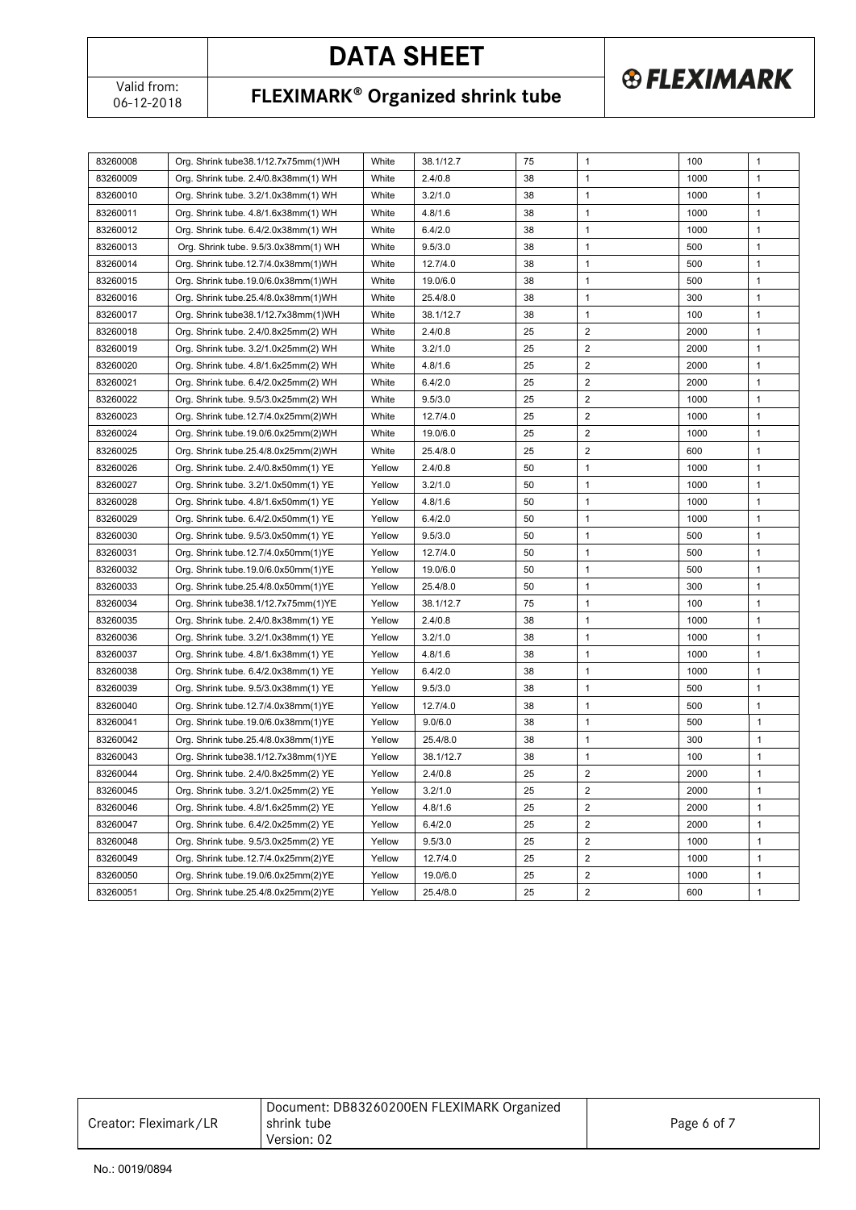| 83260008 | Org. Shrink tube38.1/12.7x75mm(1)WH | White | 38.1/12.7 | 75 | 1 | 100 | 1 |
|---|---|---|---|---|---|---|---|
| 83260009 | Org. Shrink tube. 2.4/0.8x38mm(1) WH | White | 2.4/0.8 | 38 | 1 | 1000 | 1 |
| 83260010 | Org. Shrink tube. 3.2/1.0x38mm(1) WH | White | 3.2/1.0 | 38 | 1 | 1000 | 1 |
| 83260011 | Org. Shrink tube. 4.8/1.6x38mm(1) WH | White | 4.8/1.6 | 38 | 1 | 1000 | 1 |
| 83260012 | Org. Shrink tube. 6.4/2.0x38mm(1) WH | White | 6.4/2.0 | 38 | 1 | 1000 | 1 |
| 83260013 | Org. Shrink tube. 9.5/3.0x38mm(1) WH | White | 9.5/3.0 | 38 | 1 | 500 | 1 |
| 83260014 | Org. Shrink tube.12.7/4.0x38mm(1)WH | White | 12.7/4.0 | 38 | 1 | 500 | 1 |
| 83260015 | Org. Shrink tube.19.0/6.0x38mm(1)WH | White | 19.0/6.0 | 38 | 1 | 500 | 1 |
| 83260016 | Org. Shrink tube.25.4/8.0x38mm(1)WH | White | 25.4/8.0 | 38 | 1 | 300 | 1 |
| 83260017 | Org. Shrink tube38.1/12.7x38mm(1)WH | White | 38.1/12.7 | 38 | 1 | 100 | 1 |
| 83260018 | Org. Shrink tube. 2.4/0.8x25mm(2) WH | White | 2.4/0.8 | 25 | 2 | 2000 | 1 |
| 83260019 | Org. Shrink tube. 3.2/1.0x25mm(2) WH | White | 3.2/1.0 | 25 | 2 | 2000 | 1 |
| 83260020 | Org. Shrink tube. 4.8/1.6x25mm(2) WH | White | 4.8/1.6 | 25 | 2 | 2000 | 1 |
| 83260021 | Org. Shrink tube. 6.4/2.0x25mm(2) WH | White | 6.4/2.0 | 25 | 2 | 2000 | 1 |
| 83260022 | Org. Shrink tube. 9.5/3.0x25mm(2) WH | White | 9.5/3.0 | 25 | 2 | 1000 | 1 |
| 83260023 | Org. Shrink tube.12.7/4.0x25mm(2)WH | White | 12.7/4.0 | 25 | 2 | 1000 | 1 |
| 83260024 | Org. Shrink tube.19.0/6.0x25mm(2)WH | White | 19.0/6.0 | 25 | 2 | 1000 | 1 |
| 83260025 | Org. Shrink tube.25.4/8.0x25mm(2)WH | White | 25.4/8.0 | 25 | 2 | 600 | 1 |
| 83260026 | Org. Shrink tube. 2.4/0.8x50mm(1) YE | Yellow | 2.4/0.8 | 50 | 1 | 1000 | 1 |
| 83260027 | Org. Shrink tube. 3.2/1.0x50mm(1) YE | Yellow | 3.2/1.0 | 50 | 1 | 1000 | 1 |
| 83260028 | Org. Shrink tube. 4.8/1.6x50mm(1) YE | Yellow | 4.8/1.6 | 50 | 1 | 1000 | 1 |
| 83260029 | Org. Shrink tube. 6.4/2.0x50mm(1) YE | Yellow | 6.4/2.0 | 50 | 1 | 1000 | 1 |
| 83260030 | Org. Shrink tube. 9.5/3.0x50mm(1) YE | Yellow | 9.5/3.0 | 50 | 1 | 500 | 1 |
| 83260031 | Org. Shrink tube.12.7/4.0x50mm(1)YE | Yellow | 12.7/4.0 | 50 | 1 | 500 | 1 |
| 83260032 | Org. Shrink tube.19.0/6.0x50mm(1)YE | Yellow | 19.0/6.0 | 50 | 1 | 500 | 1 |
| 83260033 | Org. Shrink tube.25.4/8.0x50mm(1)YE | Yellow | 25.4/8.0 | 50 | 1 | 300 | 1 |
| 83260034 | Org. Shrink tube38.1/12.7x75mm(1)YE | Yellow | 38.1/12.7 | 75 | 1 | 100 | 1 |
| 83260035 | Org. Shrink tube. 2.4/0.8x38mm(1) YE | Yellow | 2.4/0.8 | 38 | 1 | 1000 | 1 |
| 83260036 | Org. Shrink tube. 3.2/1.0x38mm(1) YE | Yellow | 3.2/1.0 | 38 | 1 | 1000 | 1 |
| 83260037 | Org. Shrink tube. 4.8/1.6x38mm(1) YE | Yellow | 4.8/1.6 | 38 | 1 | 1000 | 1 |
| 83260038 | Org. Shrink tube. 6.4/2.0x38mm(1) YE | Yellow | 6.4/2.0 | 38 | 1 | 1000 | 1 |
| 83260039 | Org. Shrink tube. 9.5/3.0x38mm(1) YE | Yellow | 9.5/3.0 | 38 | 1 | 500 | 1 |
| 83260040 | Org. Shrink tube.12.7/4.0x38mm(1)YE | Yellow | 12.7/4.0 | 38 | 1 | 500 | 1 |
| 83260041 | Org. Shrink tube.19.0/6.0x38mm(1)YE | Yellow | 9.0/6.0 | 38 | 1 | 500 | 1 |
| 83260042 | Org. Shrink tube.25.4/8.0x38mm(1)YE | Yellow | 25.4/8.0 | 38 | 1 | 300 | 1 |
| 83260043 | Org. Shrink tube38.1/12.7x38mm(1)YE | Yellow | 38.1/12.7 | 38 | 1 | 100 | 1 |
| 83260044 | Org. Shrink tube. 2.4/0.8x25mm(2) YE | Yellow | 2.4/0.8 | 25 | 2 | 2000 | 1 |
| 83260045 | Org. Shrink tube. 3.2/1.0x25mm(2) YE | Yellow | 3.2/1.0 | 25 | 2 | 2000 | 1 |
| 83260046 | Org. Shrink tube. 4.8/1.6x25mm(2) YE | Yellow | 4.8/1.6 | 25 | 2 | 2000 | 1 |
| 83260047 | Org. Shrink tube. 6.4/2.0x25mm(2) YE | Yellow | 6.4/2.0 | 25 | 2 | 2000 | 1 |
| 83260048 | Org. Shrink tube. 9.5/3.0x25mm(2) YE | Yellow | 9.5/3.0 | 25 | 2 | 1000 | 1 |
| 83260049 | Org. Shrink tube.12.7/4.0x25mm(2)YE | Yellow | 12.7/4.0 | 25 | 2 | 1000 | 1 |
| 83260050 | Org. Shrink tube.19.0/6.0x25mm(2)YE | Yellow | 19.0/6.0 | 25 | 2 | 1000 | 1 |
| 83260051 | Org. Shrink tube.25.4/8.0x25mm(2)YE | Yellow | 25.4/8.0 | 25 | 2 | 600 | 1 |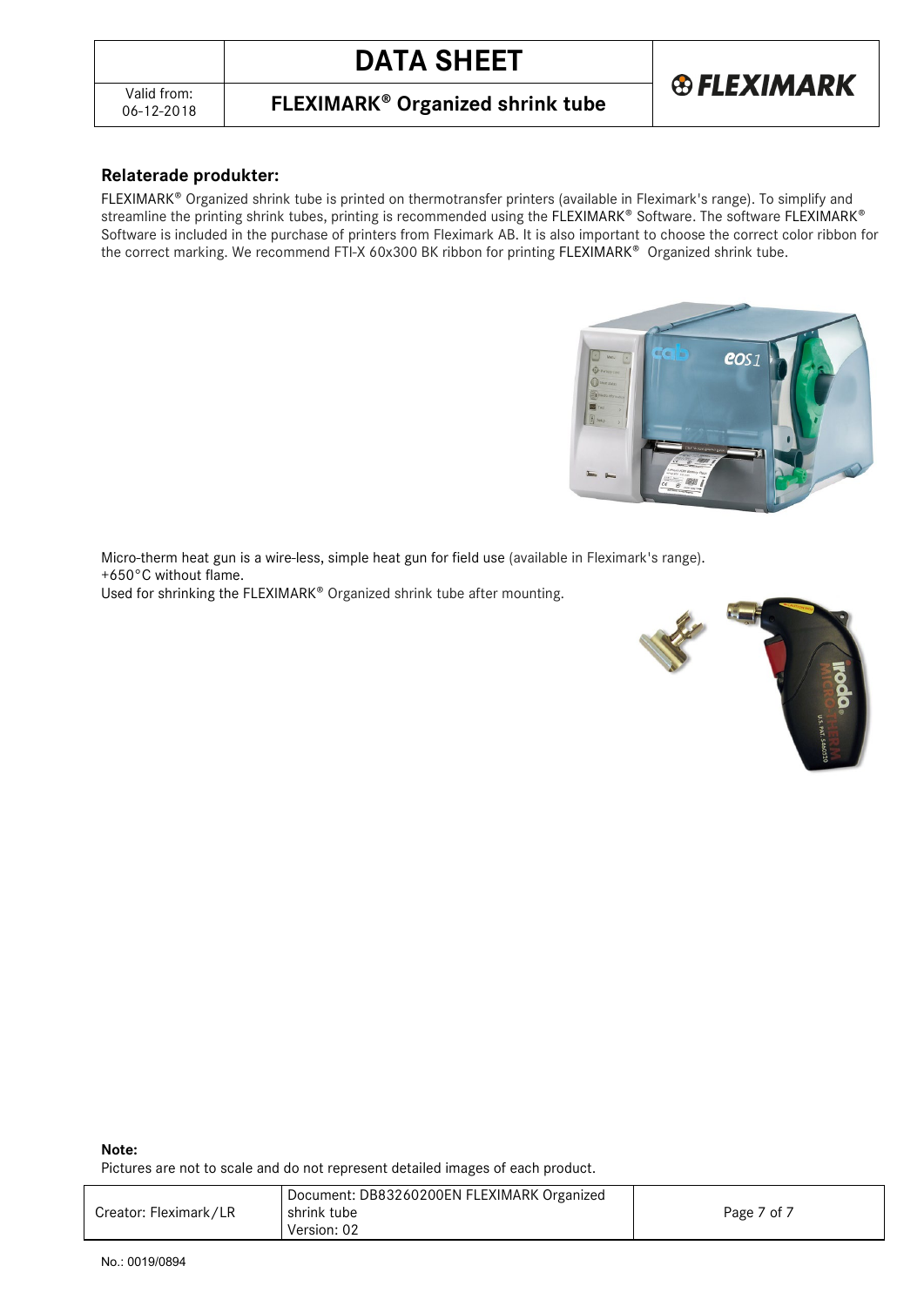## Relaterade produkter:

FLEXIMARK® Organized shrink tube is printed on thermotransfer printers (available in Fleximark's range). To simplify and streamline the printing shrink tubes, printing is recommended using the FLEXIMARK® Software. The software FLEXIMARK® Software is included in the purchase of printers from Fleximark AB. It is also important to choose the correct color ribbon for the correct marking. We recommend FTI-X 60x300 BK ribbon for printing FLEXIMARK® Organized shrink tube.

Micro-therm heat gun is a wire-less, simple heat gun for field use (available in Fleximark's range).
+650°C without flame.
Used for shrinking the FLEXIMARK® Organized shrink tube after mounting.

**Note:**
Pictures are not to scale and do not represent detailed images of each product.

| | | |
|---|---|---|
| Creator: Fleximark/LR | Document: DB83260200EN FLEXIMARK Organized shrink tube Version: 02 | Page 7 of 7 |

No.: 0019/0894